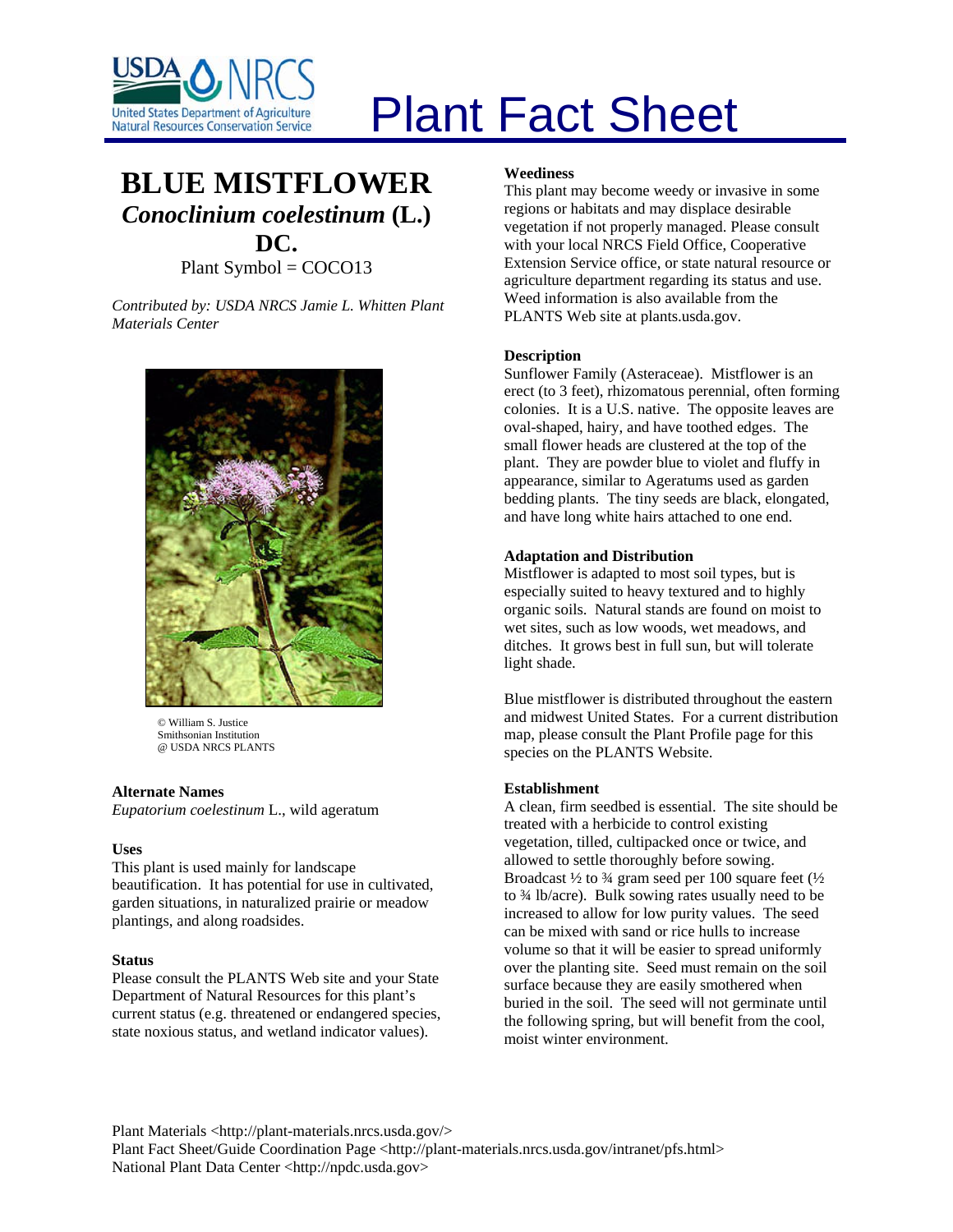# Plant Fact Sheet

# BLUE MISTFLOWER

## *Conoclinium coelestinum* (L.) DC.

Plant Symbol = COCO13

*Contributed by: USDA NRCS Jamie L. Whitten Plant Materials Center*

© William S. Justice
Smithsonian Institution
@ USDA NRCS PLANTS

### Alternate Names

*Eupatorium coelestinum* L., wild ageratum

### Uses

This plant is used mainly for landscape beautification. It has potential for use in cultivated, garden situations, in naturalized prairie or meadow plantings, and along roadsides.

### Status

Please consult the PLANTS Web site and your State Department of Natural Resources for this plant's current status (e.g. threatened or endangered species, state noxious status, and wetland indicator values).

### Weediness

This plant may become weedy or invasive in some regions or habitats and may displace desirable vegetation if not properly managed. Please consult with your local NRCS Field Office, Cooperative Extension Service office, or state natural resource or agriculture department regarding its status and use. Weed information is also available from the PLANTS Web site at plants.usda.gov.

### Description

Sunflower Family (Asteraceae). Mistflower is an erect (to 3 feet), rhizomatous perennial, often forming colonies. It is a U.S. native. The opposite leaves are oval-shaped, hairy, and have toothed edges. The small flower heads are clustered at the top of the plant. They are powder blue to violet and fluffy in appearance, similar to Ageratums used as garden bedding plants. The tiny seeds are black, elongated, and have long white hairs attached to one end.

### Adaptation and Distribution

Mistflower is adapted to most soil types, but is especially suited to heavy textured and to highly organic soils. Natural stands are found on moist to wet sites, such as low woods, wet meadows, and ditches. It grows best in full sun, but will tolerate light shade.

Blue mistflower is distributed throughout the eastern and midwest United States. For a current distribution map, please consult the Plant Profile page for this species on the PLANTS Website.

### Establishment

A clean, firm seedbed is essential. The site should be treated with a herbicide to control existing vegetation, tilled, cultipacked once or twice, and allowed to settle thoroughly before sowing. Broadcast ½ to ¾ gram seed per 100 square feet (½ to ¾ lb/acre). Bulk sowing rates usually need to be increased to allow for low purity values. The seed can be mixed with sand or rice hulls to increase volume so that it will be easier to spread uniformly over the planting site. Seed must remain on the soil surface because they are easily smothered when buried in the soil. The seed will not germinate until the following spring, but will benefit from the cool, moist winter environment.

Plant Materials <http://plant-materials.nrcs.usda.gov/>
Plant Fact Sheet/Guide Coordination Page <http://plant-materials.nrcs.usda.gov/intranet/pfs.html>
National Plant Data Center <http://npdc.usda.gov>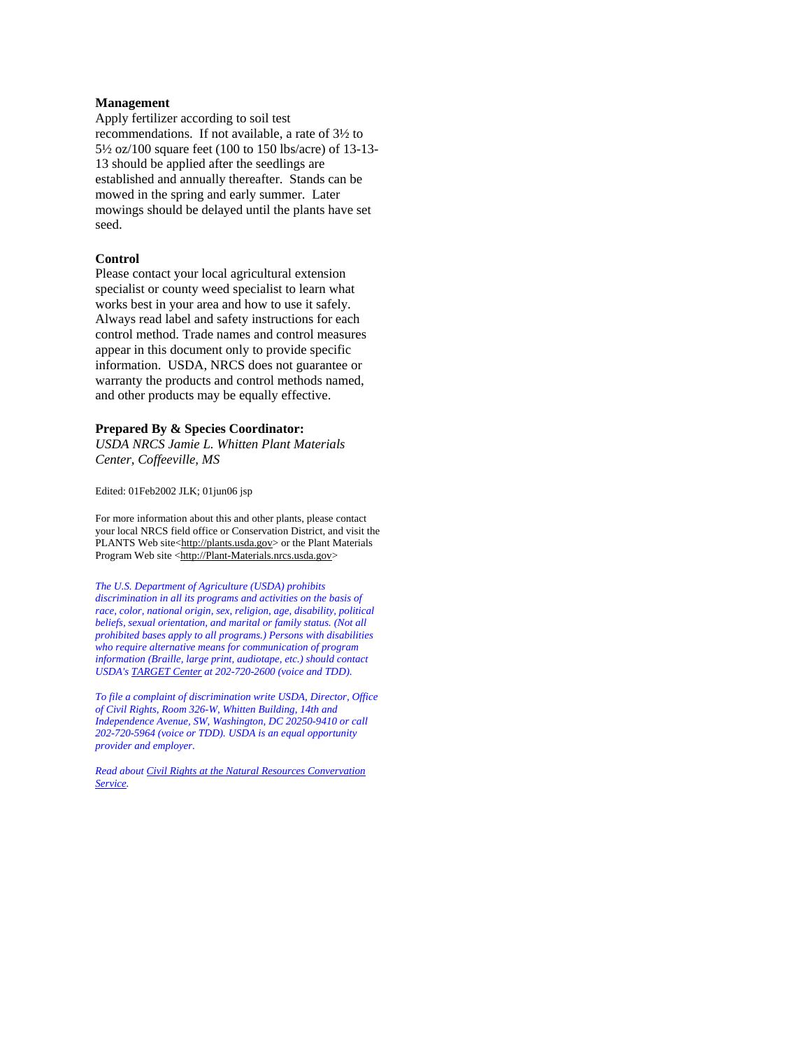## Management

Apply fertilizer according to soil test recommendations. If not available, a rate of 3½ to 5½ oz/100 square feet (100 to 150 lbs/acre) of 13-13-13 should be applied after the seedlings are established and annually thereafter. Stands can be mowed in the spring and early summer. Later mowings should be delayed until the plants have set seed.

## Control

Please contact your local agricultural extension specialist or county weed specialist to learn what works best in your area and how to use it safely. Always read label and safety instructions for each control method. Trade names and control measures appear in this document only to provide specific information. USDA, NRCS does not guarantee or warranty the products and control methods named, and other products may be equally effective.

## Prepared By & Species Coordinator:

*USDA NRCS Jamie L. Whitten Plant Materials Center, Coffeeville, MS*

Edited: 01Feb2002 JLK; 01jun06 jsp

For more information about this and other plants, please contact your local NRCS field office or Conservation District, and visit the PLANTS Web site<http://plants.usda.gov> or the Plant Materials Program Web site <http://Plant-Materials.nrcs.usda.gov>

*The U.S. Department of Agriculture (USDA) prohibits discrimination in all its programs and activities on the basis of race, color, national origin, sex, religion, age, disability, political beliefs, sexual orientation, and marital or family status. (Not all prohibited bases apply to all programs.) Persons with disabilities who require alternative means for communication of program information (Braille, large print, audiotape, etc.) should contact USDA's TARGET Center at 202-720-2600 (voice and TDD).*

*To file a complaint of discrimination write USDA, Director, Office of Civil Rights, Room 326-W, Whitten Building, 14th and Independence Avenue, SW, Washington, DC 20250-9410 or call 202-720-5964 (voice or TDD). USDA is an equal opportunity provider and employer.*

*Read about Civil Rights at the Natural Resources Convervation Service.*